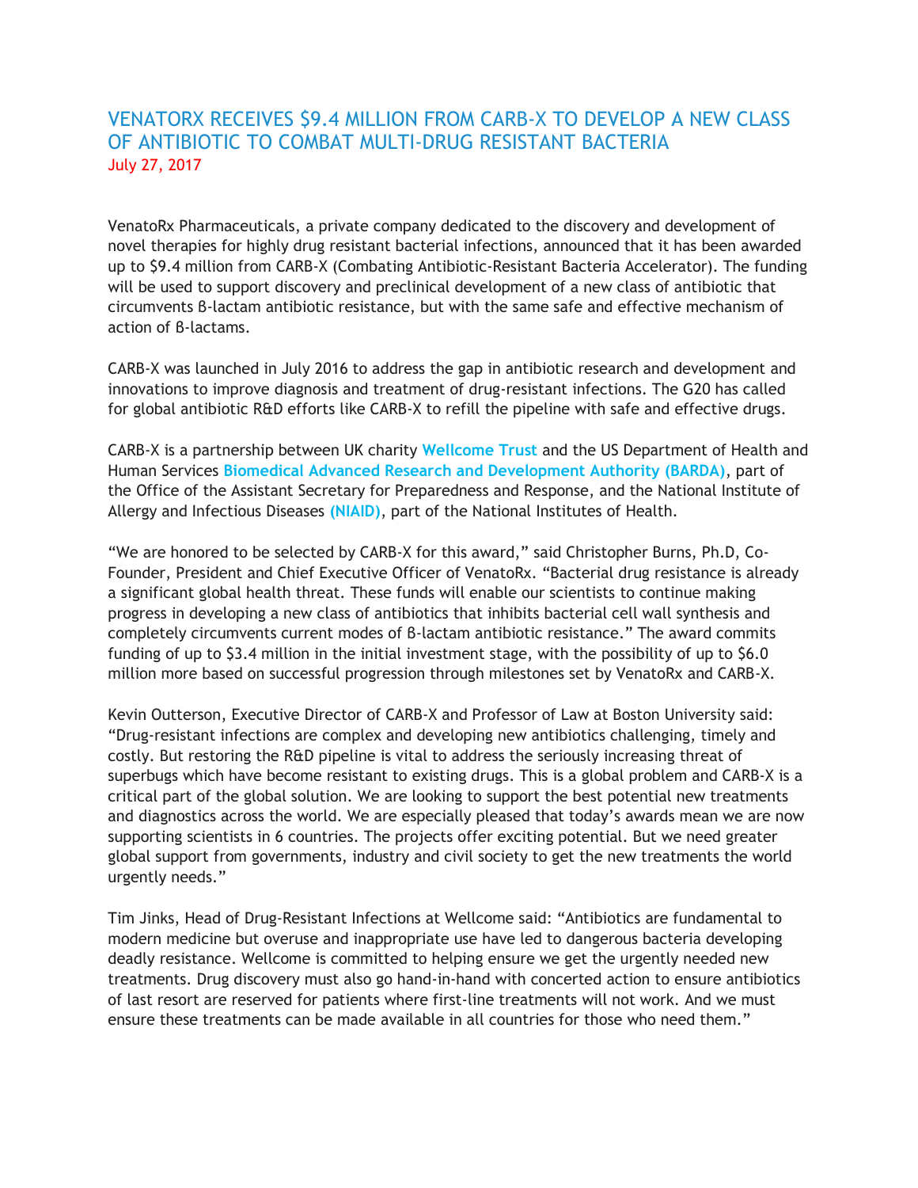# VENATORX RECEIVES $9.4 MILLION FROM CARB-X TO DEVELOP A NEW CLASS OF ANTIBIOTIC TO COMBAT MULTI-DRUG RESISTANT BACTERIA

July 27, 2017

VenatoRx Pharmaceuticals, a private company dedicated to the discovery and development of novel therapies for highly drug resistant bacterial infections, announced that it has been awarded up to $9.4 million from CARB-X (Combating Antibiotic-Resistant Bacteria Accelerator). The funding will be used to support discovery and preclinical development of a new class of antibiotic that circumvents β-lactam antibiotic resistance, but with the same safe and effective mechanism of action of β-lactams.

CARB-X was launched in July 2016 to address the gap in antibiotic research and development and innovations to improve diagnosis and treatment of drug-resistant infections. The G20 has called for global antibiotic R&D efforts like CARB-X to refill the pipeline with safe and effective drugs.

CARB-X is a partnership between UK charity **Wellcome Trust** and the US Department of Health and Human Services **Biomedical Advanced Research and Development Authority (BARDA)**, part of the Office of the Assistant Secretary for Preparedness and Response, and the National Institute of Allergy and Infectious Diseases **(NIAID)**, part of the National Institutes of Health.

"We are honored to be selected by CARB-X for this award," said Christopher Burns, Ph.D, Co-Founder, President and Chief Executive Officer of VenatoRx. "Bacterial drug resistance is already a significant global health threat. These funds will enable our scientists to continue making progress in developing a new class of antibiotics that inhibits bacterial cell wall synthesis and completely circumvents current modes of β-lactam antibiotic resistance." The award commits funding of up to $3.4 million in the initial investment stage, with the possibility of up to $6.0 million more based on successful progression through milestones set by VenatoRx and CARB-X.

Kevin Outterson, Executive Director of CARB-X and Professor of Law at Boston University said: "Drug-resistant infections are complex and developing new antibiotics challenging, timely and costly. But restoring the R&D pipeline is vital to address the seriously increasing threat of superbugs which have become resistant to existing drugs. This is a global problem and CARB-X is a critical part of the global solution. We are looking to support the best potential new treatments and diagnostics across the world. We are especially pleased that today's awards mean we are now supporting scientists in 6 countries. The projects offer exciting potential. But we need greater global support from governments, industry and civil society to get the new treatments the world urgently needs."

Tim Jinks, Head of Drug-Resistant Infections at Wellcome said: "Antibiotics are fundamental to modern medicine but overuse and inappropriate use have led to dangerous bacteria developing deadly resistance. Wellcome is committed to helping ensure we get the urgently needed new treatments. Drug discovery must also go hand-in-hand with concerted action to ensure antibiotics of last resort are reserved for patients where first-line treatments will not work. And we must ensure these treatments can be made available in all countries for those who need them."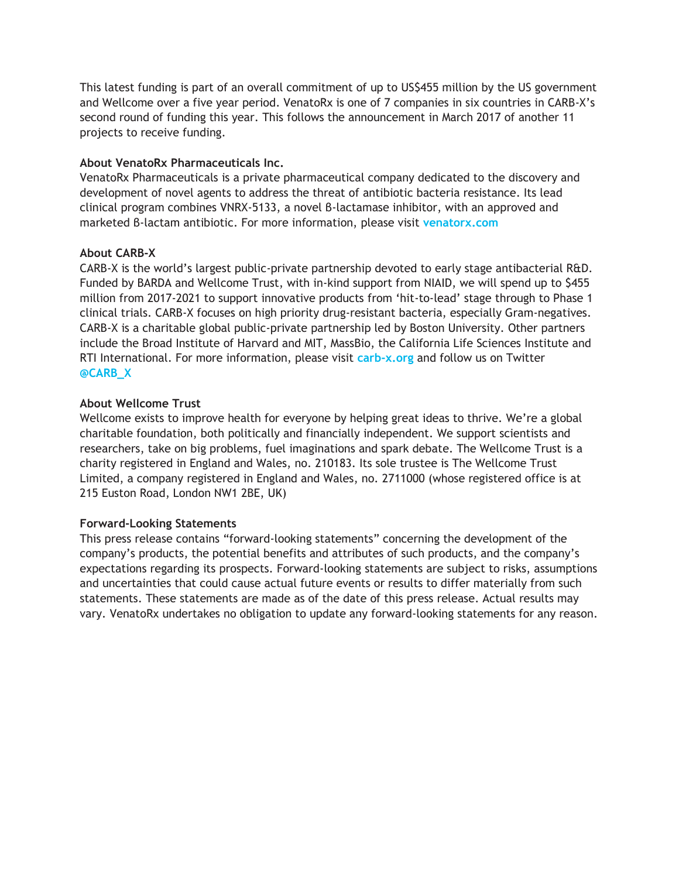This latest funding is part of an overall commitment of up to US$455 million by the US government and Wellcome over a five year period. VenatoRx is one of 7 companies in six countries in CARB-X's second round of funding this year. This follows the announcement in March 2017 of another 11 projects to receive funding.

**About VenatoRx Pharmaceuticals Inc.**
VenatoRx Pharmaceuticals is a private pharmaceutical company dedicated to the discovery and development of novel agents to address the threat of antibiotic bacteria resistance. Its lead clinical program combines VNRX-5133, a novel β-lactamase inhibitor, with an approved and marketed β-lactam antibiotic. For more information, please visit **venatorx.com**

**About CARB-X**
CARB-X is the world's largest public-private partnership devoted to early stage antibacterial R&D. Funded by BARDA and Wellcome Trust, with in-kind support from NIAID, we will spend up to $455 million from 2017-2021 to support innovative products from 'hit-to-lead' stage through to Phase 1 clinical trials. CARB-X focuses on high priority drug-resistant bacteria, especially Gram-negatives. CARB-X is a charitable global public-private partnership led by Boston University. Other partners include the Broad Institute of Harvard and MIT, MassBio, the California Life Sciences Institute and RTI International. For more information, please visit **carb-x.org** and follow us on Twitter **@CARB_X**

**About Wellcome Trust**
Wellcome exists to improve health for everyone by helping great ideas to thrive. We're a global charitable foundation, both politically and financially independent. We support scientists and researchers, take on big problems, fuel imaginations and spark debate. The Wellcome Trust is a charity registered in England and Wales, no. 210183. Its sole trustee is The Wellcome Trust Limited, a company registered in England and Wales, no. 2711000 (whose registered office is at 215 Euston Road, London NW1 2BE, UK)

**Forward-Looking Statements**
This press release contains "forward-looking statements" concerning the development of the company's products, the potential benefits and attributes of such products, and the company's expectations regarding its prospects. Forward-looking statements are subject to risks, assumptions and uncertainties that could cause actual future events or results to differ materially from such statements. These statements are made as of the date of this press release. Actual results may vary. VenatoRx undertakes no obligation to update any forward-looking statements for any reason.